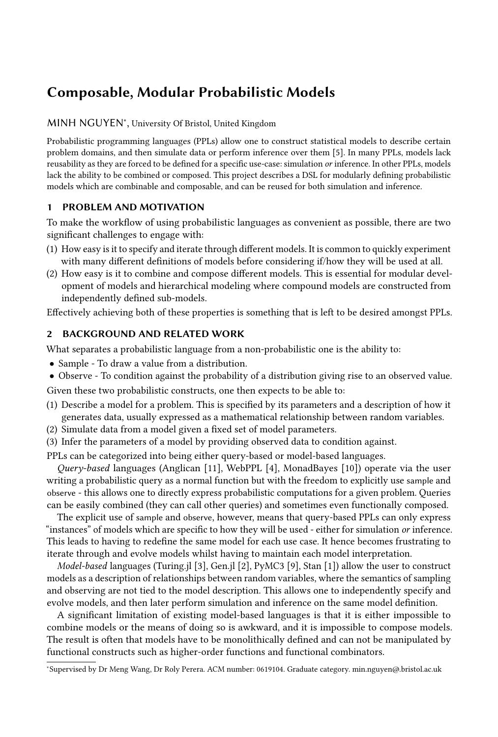# Composable, Modular Probabilistic Models

MINH NGUYEN*, University Of Bristol, United Kingdom

Probabilistic programming languages (PPLs) allow one to construct statistical models to describe certain problem domains, and then simulate data or perform inference over them [5]. In many PPLs, models lack reusability as they are forced to be defined for a specific use-case: simulation *or* inference. In other PPLs, models lack the ability to be combined or composed. This project describes a DSL for modularly defining probabilistic models which are combinable and composable, and can be reused for both simulation and inference.

## 1 PROBLEM AND MOTIVATION

To make the workflow of using probabilistic languages as convenient as possible, there are two significant challenges to engage with:

(1) How easy is it to specify and iterate through different models. It is common to quickly experiment with many different definitions of models before considering if/how they will be used at all.
(2) How easy is it to combine and compose different models. This is essential for modular development of models and hierarchical modeling where compound models are constructed from independently defined sub-models.

Effectively achieving both of these properties is something that is left to be desired amongst PPLs.

## 2 BACKGROUND AND RELATED WORK

What separates a probabilistic language from a non-probabilistic one is the ability to:

- Sample - To draw a value from a distribution.
- Observe - To condition against the probability of a distribution giving rise to an observed value.

Given these two probabilistic constructs, one then expects to be able to:

(1) Describe a model for a problem. This is specified by its parameters and a description of how it generates data, usually expressed as a mathematical relationship between random variables.
(2) Simulate data from a model given a fixed set of model parameters.
(3) Infer the parameters of a model by providing observed data to condition against.

PPLs can be categorized into being either query-based or model-based languages.

*Query-based* languages (Anglican [11], WebPPL [4], MonadBayes [10]) operate via the user writing a probabilistic query as a normal function but with the freedom to explicitly use sample and observe - this allows one to directly express probabilistic computations for a given problem. Queries can be easily combined (they can call other queries) and sometimes even functionally composed.

The explicit use of sample and observe, however, means that query-based PPLs can only express "instances" of models which are specific to how they will be used - either for simulation *or* inference. This leads to having to redefine the same model for each use case. It hence becomes frustrating to iterate through and evolve models whilst having to maintain each model interpretation.

*Model-based* languages (Turing.jl [3], Gen.jl [2], PyMC3 [9], Stan [1]) allow the user to construct models as a description of relationships between random variables, where the semantics of sampling and observing are not tied to the model description. This allows one to independently specify and evolve models, and then later perform simulation and inference on the same model definition.

A significant limitation of existing model-based languages is that it is either impossible to combine models or the means of doing so is awkward, and it is impossible to compose models. The result is often that models have to be monolithically defined and can not be manipulated by functional constructs such as higher-order functions and functional combinators.

*Supervised by Dr Meng Wang, Dr Roly Perera. ACM number: 0619104. Graduate category. min.nguyen@.bristol.ac.uk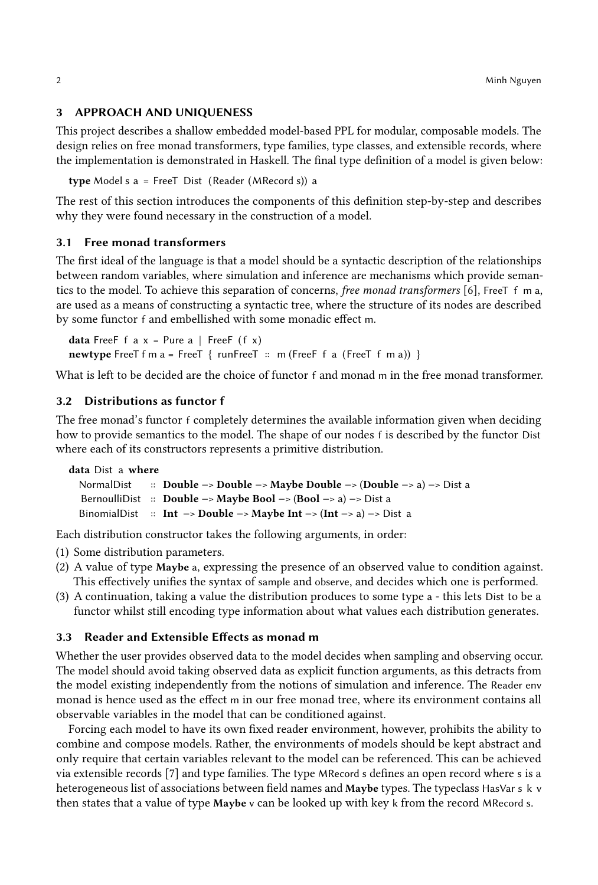## 3 APPROACH AND UNIQUENESS

This project describes a shallow embedded model-based PPL for modular, composable models. The design relies on free monad transformers, type families, type classes, and extensible records, where the implementation is demonstrated in Haskell. The final type definition of a model is given below:

```
type Model s a = FreeT Dist (Reader (MRecord s)) a
```

The rest of this section introduces the components of this definition step-by-step and describes why they were found necessary in the construction of a model.

### 3.1 Free monad transformers

The first ideal of the language is that a model should be a syntactic description of the relationships between random variables, where simulation and inference are mechanisms which provide semantics to the model. To achieve this separation of concerns, *free monad transformers* [6], FreeT f m a, are used as a means of constructing a syntactic tree, where the structure of its nodes are described by some functor f and embellished with some monadic effect m.

```
data FreeF f a x = Pure a | FreeF (f x)
newtype FreeT f m a = FreeT { runFreeT :: m (FreeF f a (FreeT f m a)) }
```

What is left to be decided are the choice of functor f and monad m in the free monad transformer.

### 3.2 Distributions as functor f

The free monad's functor f completely determines the available information given when deciding how to provide semantics to the model. The shape of our nodes f is described by the functor Dist where each of its constructors represents a primitive distribution.

```
data Dist a where
  NormalDist    :: Double -> Double -> Maybe Double -> (Double -> a) -> Dist a
  BernoulliDist :: Double -> Maybe Bool -> (Bool -> a) -> Dist a
  BinomialDist  :: Int -> Double -> Maybe Int -> (Int -> a) -> Dist a
```

Each distribution constructor takes the following arguments, in order:

(1) Some distribution parameters.
(2) A value of type **Maybe** a, expressing the presence of an observed value to condition against. This effectively unifies the syntax of sample and observe, and decides which one is performed.
(3) A continuation, taking a value the distribution produces to some type a - this lets Dist to be a functor whilst still encoding type information about what values each distribution generates.

### 3.3 Reader and Extensible Effects as monad m

Whether the user provides observed data to the model decides when sampling and observing occur. The model should avoid taking observed data as explicit function arguments, as this detracts from the model existing independently from the notions of simulation and inference. The Reader env monad is hence used as the effect m in our free monad tree, where its environment contains all observable variables in the model that can be conditioned against.

Forcing each model to have its own fixed reader environment, however, prohibits the ability to combine and compose models. Rather, the environments of models should be kept abstract and only require that certain variables relevant to the model can be referenced. This can be achieved via extensible records [7] and type families. The type MRecord s defines an open record where s is a heterogeneous list of associations between field names and **Maybe** types. The typeclass HasVar s k v then states that a value of type **Maybe** v can be looked up with key k from the record MRecord s.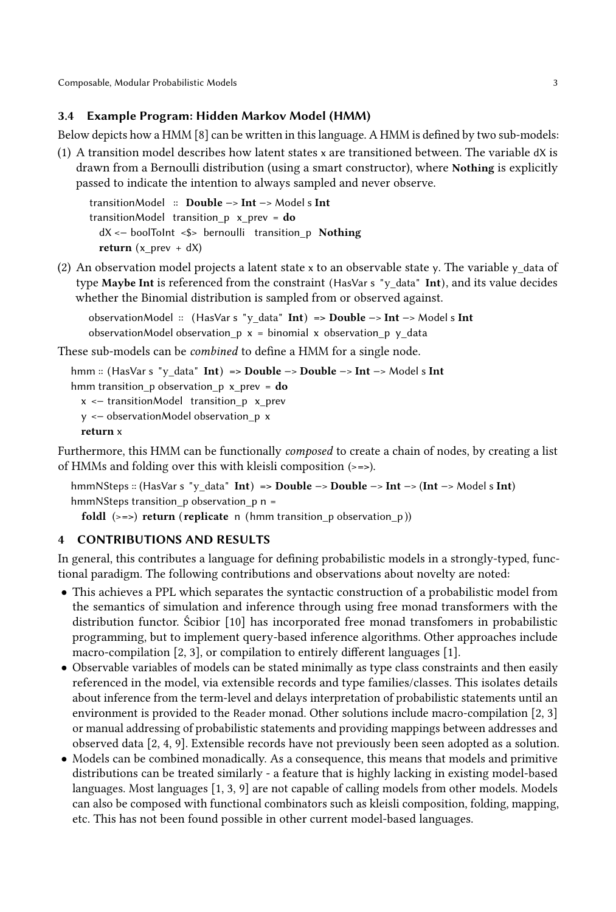### 3.4 Example Program: Hidden Markov Model (HMM)

Below depicts how a HMM [8] can be written in this language. A HMM is defined by two sub-models:

(1) A transition model describes how latent states x are transitioned between. The variable dX is drawn from a Bernoulli distribution (using a smart constructor), where **Nothing** is explicitly passed to indicate the intention to always sampled and never observe.

```
transitionModel :: Double -> Int -> Model s Int
transitionModel transition_p x_prev = do
  dX <- boolToInt <$> bernoulli transition_p Nothing
  return (x_prev + dX)
```

(2) An observation model projects a latent state x to an observable state y. The variable y_data of type **Maybe Int** is referenced from the constraint (HasVar s "y_data" **Int**), and its value decides whether the Binomial distribution is sampled from or observed against.

```
observationModel :: (HasVar s "y_data" Int) => Double -> Int -> Model s Int
observationModel observation_p x = binomial x observation_p y_data
```

These sub-models can be *combined* to define a HMM for a single node.

```
hmm :: (HasVar s "y_data" Int) => Double -> Double -> Int -> Model s Int
hmm transition_p observation_p x_prev = do
  x <- transitionModel transition_p x_prev
  y <- observationModel observation_p x
  return x
```

Furthermore, this HMM can be functionally *composed* to create a chain of nodes, by creating a list of HMMs and folding over this with kleisli composition (>=>).

```
hmmNSteps :: (HasVar s "y_data" Int) => Double -> Double -> Int -> (Int -> Model s Int)
hmmNSteps transition_p observation_p n =
  foldl (>=>) return (replicate n (hmm transition_p observation_p))
```

## 4 CONTRIBUTIONS AND RESULTS

In general, this contributes a language for defining probabilistic models in a strongly-typed, functional paradigm. The following contributions and observations about novelty are noted:

- This achieves a PPL which separates the syntactic construction of a probabilistic model from the semantics of simulation and inference through using free monad transformers with the distribution functor. Ścibior [10] has incorporated free monad transfomers in probabilistic programming, but to implement query-based inference algorithms. Other approaches include macro-compilation [2, 3], or compilation to entirely different languages [1].
- Observable variables of models can be stated minimally as type class constraints and then easily referenced in the model, via extensible records and type families/classes. This isolates details about inference from the term-level and delays interpretation of probabilistic statements until an environment is provided to the Reader monad. Other solutions include macro-compilation [2, 3] or manual addressing of probabilistic statements and providing mappings between addresses and observed data [2, 4, 9]. Extensible records have not previously been seen adopted as a solution.
- Models can be combined monadically. As a consequence, this means that models and primitive distributions can be treated similarly - a feature that is highly lacking in existing model-based languages. Most languages [1, 3, 9] are not capable of calling models from other models. Models can also be composed with functional combinators such as kleisli composition, folding, mapping, etc. This has not been found possible in other current model-based languages.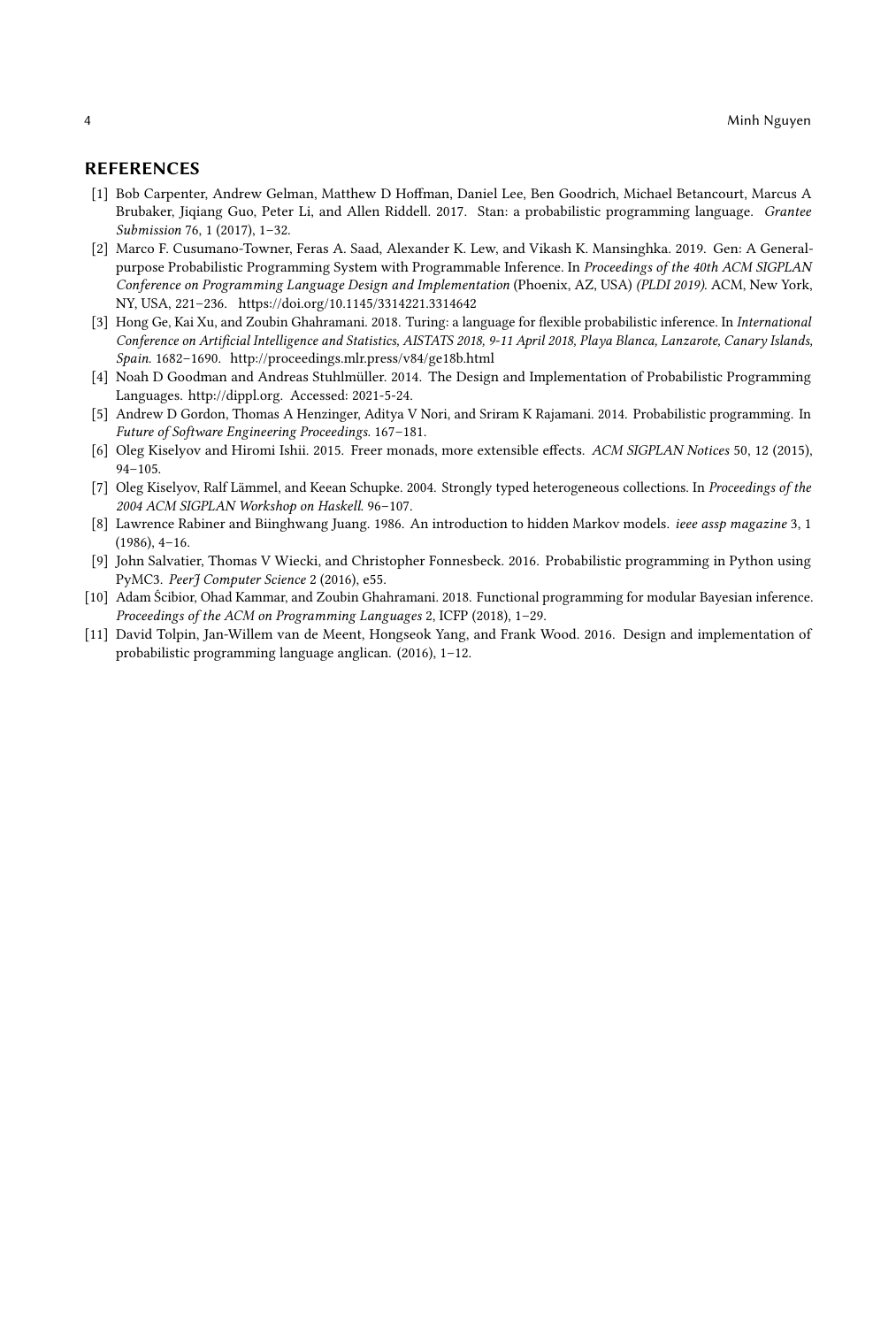## REFERENCES

[1] Bob Carpenter, Andrew Gelman, Matthew D Hoffman, Daniel Lee, Ben Goodrich, Michael Betancourt, Marcus A Brubaker, Jiqiang Guo, Peter Li, and Allen Riddell. 2017. Stan: a probabilistic programming language. *Grantee Submission* 76, 1 (2017), 1–32.

[2] Marco F. Cusumano-Towner, Feras A. Saad, Alexander K. Lew, and Vikash K. Mansinghka. 2019. Gen: A General-purpose Probabilistic Programming System with Programmable Inference. In *Proceedings of the 40th ACM SIGPLAN Conference on Programming Language Design and Implementation* (Phoenix, AZ, USA) *(PLDI 2019)*. ACM, New York, NY, USA, 221–236. https://doi.org/10.1145/3314221.3314642

[3] Hong Ge, Kai Xu, and Zoubin Ghahramani. 2018. Turing: a language for flexible probabilistic inference. In *International Conference on Artificial Intelligence and Statistics, AISTATS 2018, 9-11 April 2018, Playa Blanca, Lanzarote, Canary Islands, Spain*. 1682–1690. http://proceedings.mlr.press/v84/ge18b.html

[4] Noah D Goodman and Andreas Stuhlmüller. 2014. The Design and Implementation of Probabilistic Programming Languages. http://dippl.org. Accessed: 2021-5-24.

[5] Andrew D Gordon, Thomas A Henzinger, Aditya V Nori, and Sriram K Rajamani. 2014. Probabilistic programming. In *Future of Software Engineering Proceedings*. 167–181.

[6] Oleg Kiselyov and Hiromi Ishii. 2015. Freer monads, more extensible effects. *ACM SIGPLAN Notices* 50, 12 (2015), 94–105.

[7] Oleg Kiselyov, Ralf Lämmel, and Keean Schupke. 2004. Strongly typed heterogeneous collections. In *Proceedings of the 2004 ACM SIGPLAN Workshop on Haskell*. 96–107.

[8] Lawrence Rabiner and Biinghwang Juang. 1986. An introduction to hidden Markov models. *ieee assp magazine* 3, 1 (1986), 4–16.

[9] John Salvatier, Thomas V Wiecki, and Christopher Fonnesbeck. 2016. Probabilistic programming in Python using PyMC3. *PeerJ Computer Science* 2 (2016), e55.

[10] Adam Ścibior, Ohad Kammar, and Zoubin Ghahramani. 2018. Functional programming for modular Bayesian inference. *Proceedings of the ACM on Programming Languages* 2, ICFP (2018), 1–29.

[11] David Tolpin, Jan-Willem van de Meent, Hongseok Yang, and Frank Wood. 2016. Design and implementation of probabilistic programming language anglican. (2016), 1–12.